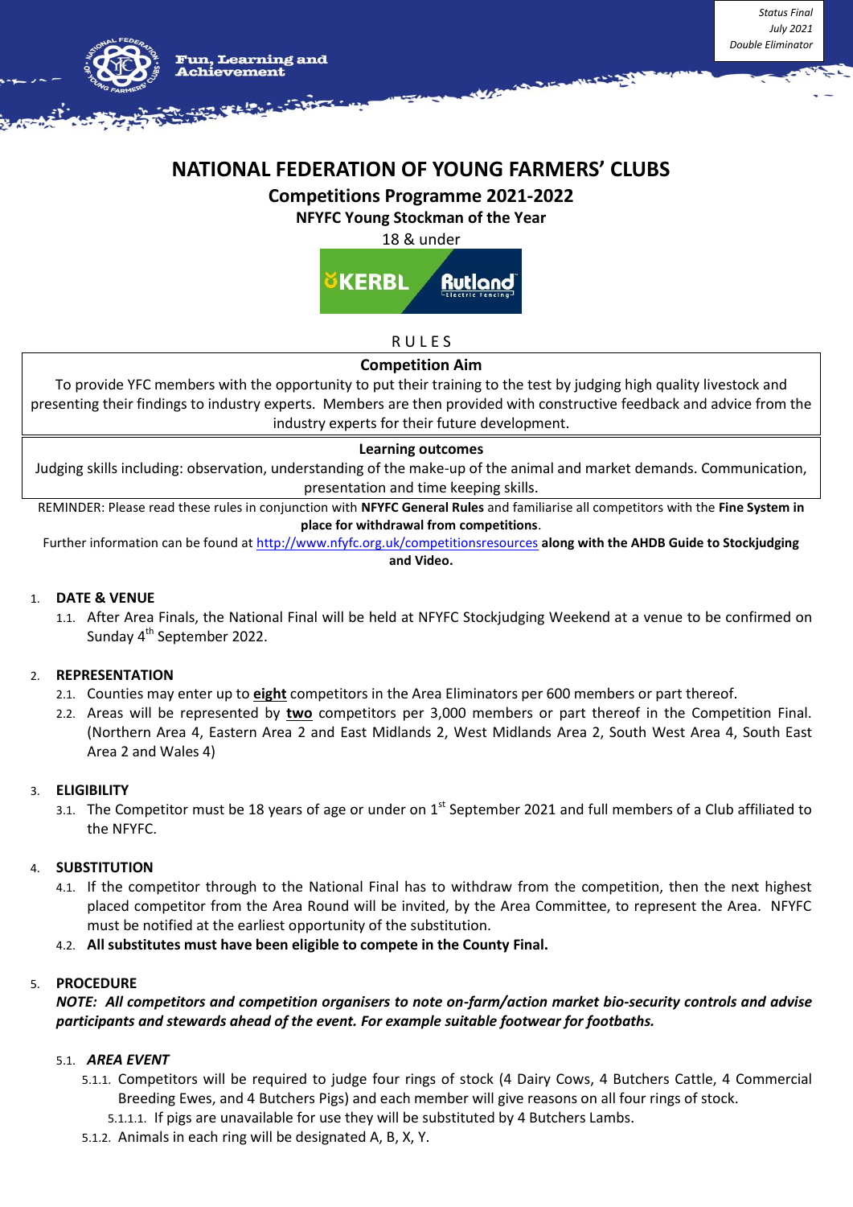*Status Final*
*July 2021*
*Double Eliminator*

Fun, Learning and Achievement

# NATIONAL FEDERATION OF YOUNG FARMERS' CLUBS

## Competitions Programme 2021-2022

### NFYFC Young Stockman of the Year

18 & under

KERBL Rutland Electric Fencing

RULES

**Competition Aim**

To provide YFC members with the opportunity to put their training to the test by judging high quality livestock and presenting their findings to industry experts. Members are then provided with constructive feedback and advice from the industry experts for their future development.

**Learning outcomes**

Judging skills including: observation, understanding of the make-up of the animal and market demands. Communication, presentation and time keeping skills.

REMINDER: Please read these rules in conjunction with **NFYFC General Rules** and familiarise all competitors with the **Fine System in place for withdrawal from competitions**.

Further information can be found at http://www.nfyfc.org.uk/competitionsresources **along with the AHDB Guide to Stockjudging and Video.**

1. **DATE & VENUE**
   1.1. After Area Finals, the National Final will be held at NFYFC Stockjudging Weekend at a venue to be confirmed on Sunday 4th September 2022.

2. **REPRESENTATION**
   2.1. Counties may enter up to **eight** competitors in the Area Eliminators per 600 members or part thereof.
   2.2. Areas will be represented by **two** competitors per 3,000 members or part thereof in the Competition Final. (Northern Area 4, Eastern Area 2 and East Midlands 2, West Midlands Area 2, South West Area 4, South East Area 2 and Wales 4)

3. **ELIGIBILITY**
   3.1. The Competitor must be 18 years of age or under on 1st September 2021 and full members of a Club affiliated to the NFYFC.

4. **SUBSTITUTION**
   4.1. If the competitor through to the National Final has to withdraw from the competition, then the next highest placed competitor from the Area Round will be invited, by the Area Committee, to represent the Area. NFYFC must be notified at the earliest opportunity of the substitution.
   4.2. **All substitutes must have been eligible to compete in the County Final.**

5. **PROCEDURE**

   ***NOTE: All competitors and competition organisers to note on-farm/action market bio-security controls and advise participants and stewards ahead of the event. For example suitable footwear for footbaths.***

   5.1. ***AREA EVENT***
      5.1.1. Competitors will be required to judge four rings of stock (4 Dairy Cows, 4 Butchers Cattle, 4 Commercial Breeding Ewes, and 4 Butchers Pigs) and each member will give reasons on all four rings of stock.
         5.1.1.1. If pigs are unavailable for use they will be substituted by 4 Butchers Lambs.
      5.1.2. Animals in each ring will be designated A, B, X, Y.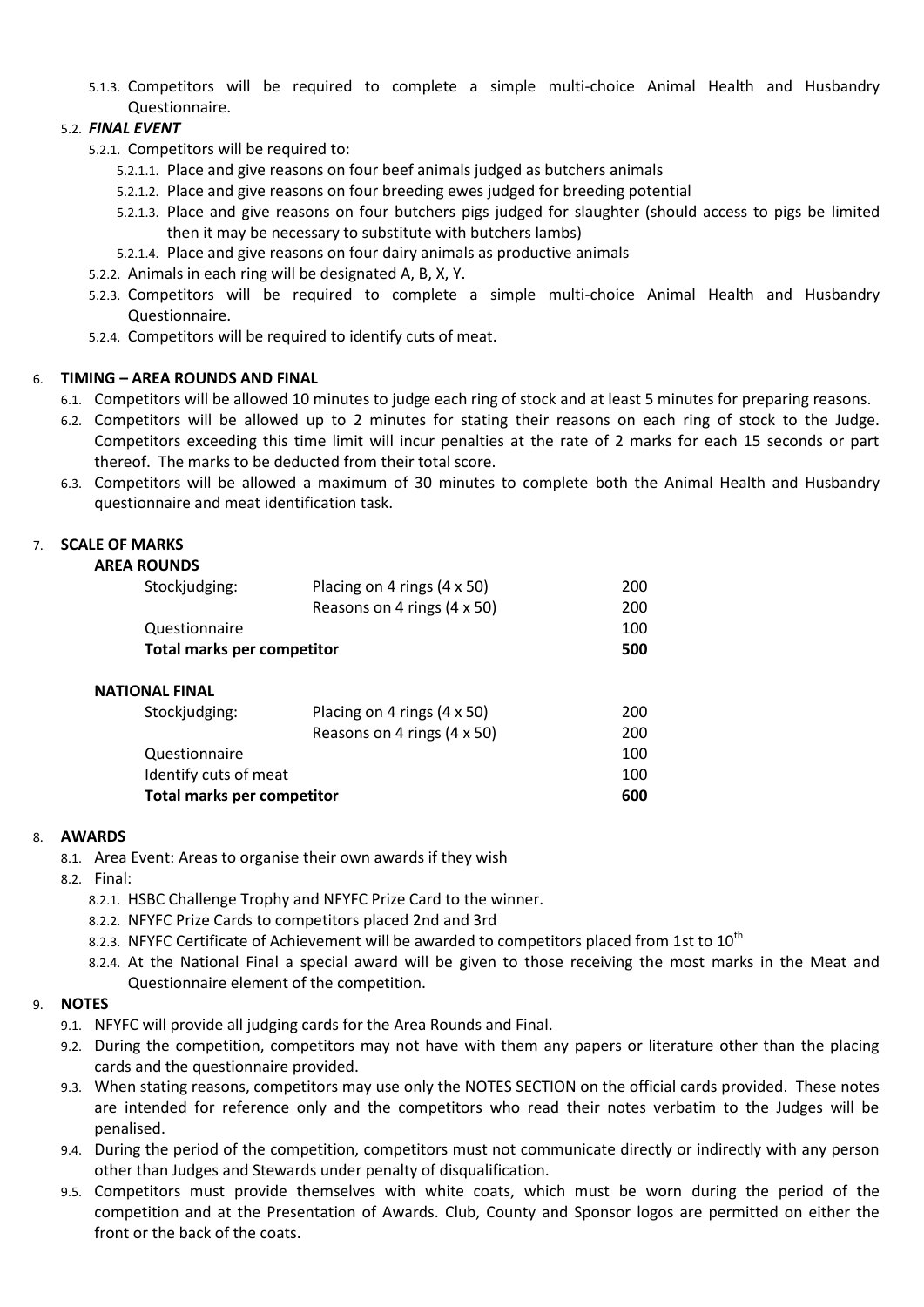5.1.3. Competitors will be required to complete a simple multi-choice Animal Health and Husbandry Questionnaire.

5.2. ***FINAL EVENT***

5.2.1. Competitors will be required to:

5.2.1.1. Place and give reasons on four beef animals judged as butchers animals

5.2.1.2. Place and give reasons on four breeding ewes judged for breeding potential

5.2.1.3. Place and give reasons on four butchers pigs judged for slaughter (should access to pigs be limited then it may be necessary to substitute with butchers lambs)

5.2.1.4. Place and give reasons on four dairy animals as productive animals

5.2.2. Animals in each ring will be designated A, B, X, Y.

5.2.3. Competitors will be required to complete a simple multi-choice Animal Health and Husbandry Questionnaire.

5.2.4. Competitors will be required to identify cuts of meat.

6. **TIMING – AREA ROUNDS AND FINAL**

6.1. Competitors will be allowed 10 minutes to judge each ring of stock and at least 5 minutes for preparing reasons.

6.2. Competitors will be allowed up to 2 minutes for stating their reasons on each ring of stock to the Judge. Competitors exceeding this time limit will incur penalties at the rate of 2 marks for each 15 seconds or part thereof. The marks to be deducted from their total score.

6.3. Competitors will be allowed a maximum of 30 minutes to complete both the Animal Health and Husbandry questionnaire and meat identification task.

7. **SCALE OF MARKS**

**AREA ROUNDS**

| | | |
|---|---|---|
| Stockjudging: | Placing on 4 rings (4 x 50) | 200 |
| | Reasons on 4 rings (4 x 50) | 200 |
| Questionnaire | | 100 |
| **Total marks per competitor** | | **500** |

**NATIONAL FINAL**

| | | |
|---|---|---|
| Stockjudging: | Placing on 4 rings (4 x 50) | 200 |
| | Reasons on 4 rings (4 x 50) | 200 |
| Questionnaire | | 100 |
| Identify cuts of meat | | 100 |
| **Total marks per competitor** | | **600** |

8. **AWARDS**

8.1. Area Event: Areas to organise their own awards if they wish

8.2. Final:

8.2.1. HSBC Challenge Trophy and NFYFC Prize Card to the winner.

8.2.2. NFYFC Prize Cards to competitors placed 2nd and 3rd

8.2.3. NFYFC Certificate of Achievement will be awarded to competitors placed from 1st to 10th

8.2.4. At the National Final a special award will be given to those receiving the most marks in the Meat and Questionnaire element of the competition.

9. **NOTES**

9.1. NFYFC will provide all judging cards for the Area Rounds and Final.

9.2. During the competition, competitors may not have with them any papers or literature other than the placing cards and the questionnaire provided.

9.3. When stating reasons, competitors may use only the NOTES SECTION on the official cards provided. These notes are intended for reference only and the competitors who read their notes verbatim to the Judges will be penalised.

9.4. During the period of the competition, competitors must not communicate directly or indirectly with any person other than Judges and Stewards under penalty of disqualification.

9.5. Competitors must provide themselves with white coats, which must be worn during the period of the competition and at the Presentation of Awards. Club, County and Sponsor logos are permitted on either the front or the back of the coats.